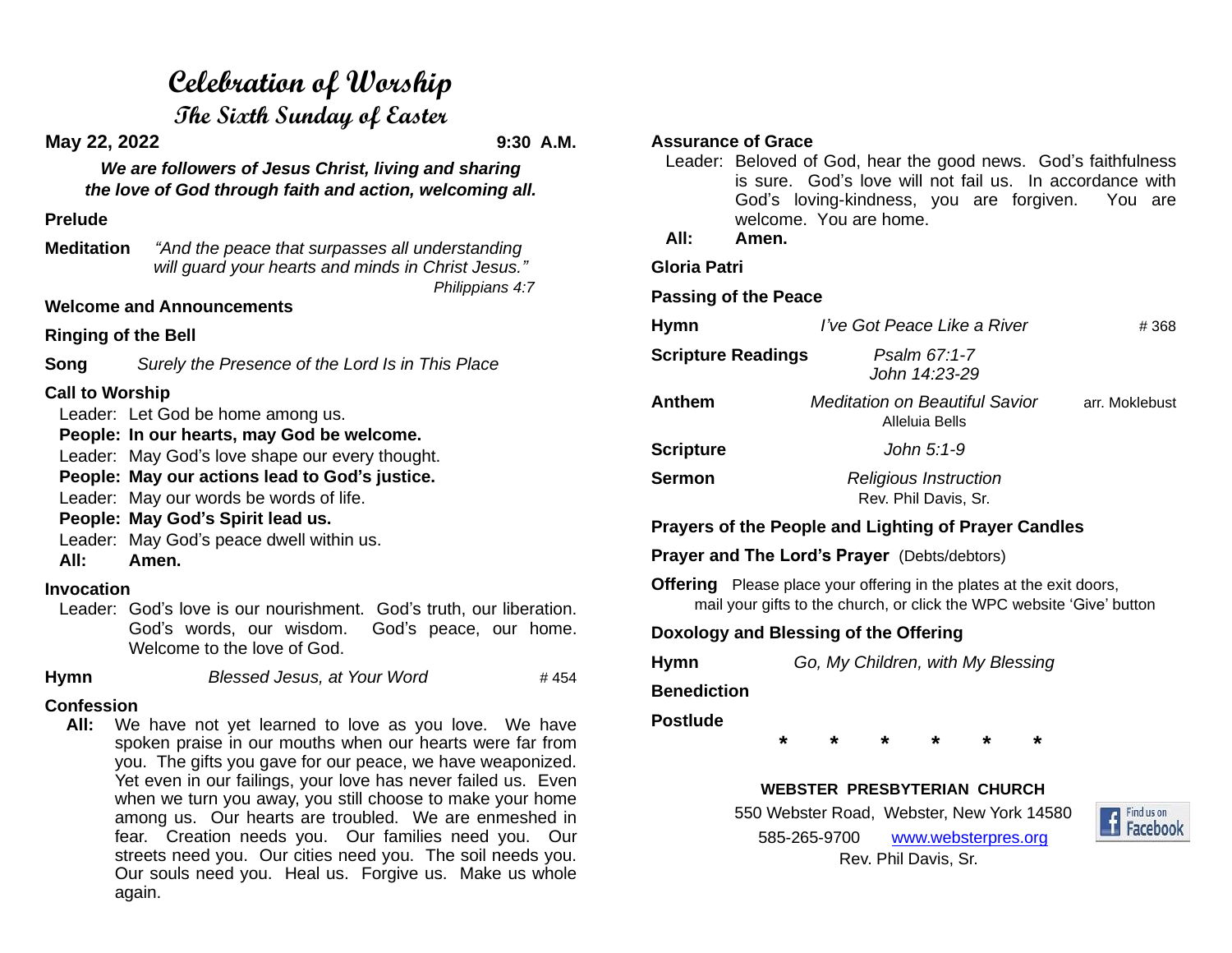# Celebration of Worship

## The Sixth Sunday of Easter

**May 22, 2022** **9:30 A.M.**

***We are followers of Jesus Christ, living and sharing the love of God through faith and action, welcoming all.***

**Prelude**

**Meditation** *"And the peace that surpasses all understanding will guard your hearts and minds in Christ Jesus."*
*Philippians 4:7*

**Welcome and Announcements**

**Ringing of the Bell**

**Song** *Surely the Presence of the Lord Is in This Place*

**Call to Worship**

Leader: Let God be home among us.
**People: In our hearts, may God be welcome.**
Leader: May God's love shape our every thought.
**People: May our actions lead to God's justice.**
Leader: May our words be words of life.
**People: May God's Spirit lead us.**
Leader: May God's peace dwell within us.
**All: Amen.**

**Invocation**

Leader: God's love is our nourishment. God's truth, our liberation. God's words, our wisdom. God's peace, our home. Welcome to the love of God.

**Hymn** *Blessed Jesus, at Your Word* # 454

**Confession**

**All:** We have not yet learned to love as you love. We have spoken praise in our mouths when our hearts were far from you. The gifts you gave for our peace, we have weaponized. Yet even in our failings, your love has never failed us. Even when we turn you away, you still choose to make your home among us. Our hearts are troubled. We are enmeshed in fear. Creation needs you. Our families need you. Our streets need you. Our cities need you. The soil needs you. Our souls need you. Heal us. Forgive us. Make us whole again.

**Assurance of Grace**

Leader: Beloved of God, hear the good news. God's faithfulness is sure. God's love will not fail us. In accordance with God's loving-kindness, you are forgiven. You are welcome. You are home.
**All: Amen.**

**Gloria Patri**

**Passing of the Peace**

**Hymn** *I've Got Peace Like a River* # 368

**Scripture Readings** *Psalm 67:1-7*
*John 14:23-29*

**Anthem** *Meditation on Beautiful Savior* arr. Moklebust
Alleluia Bells

**Scripture** *John 5:1-9*

**Sermon** *Religious Instruction*
Rev. Phil Davis, Sr.

**Prayers of the People and Lighting of Prayer Candles**

**Prayer and The Lord's Prayer** (Debts/debtors)

**Offering** Please place your offering in the plates at the exit doors, mail your gifts to the church, or click the WPC website 'Give' button

**Doxology and Blessing of the Offering**

**Hymn** *Go, My Children, with My Blessing*

**Benediction**

**Postlude**

\* \* \* \* \* \*

**WEBSTER PRESBYTERIAN CHURCH**
550 Webster Road, Webster, New York 14580
585-265-9700 www.websterpres.org
Rev. Phil Davis, Sr.

Find us on Facebook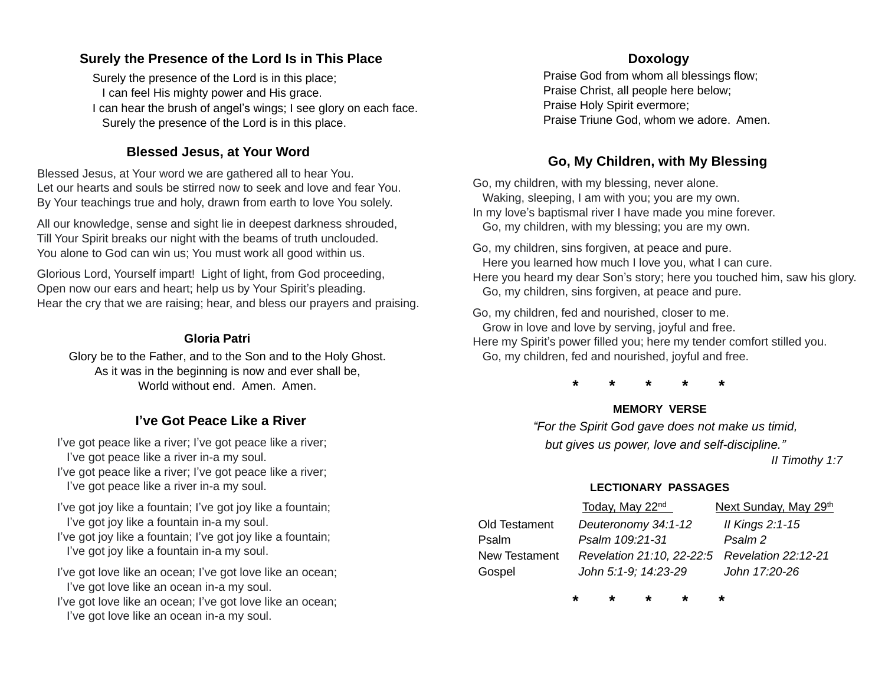### Surely the Presence of the Lord Is in This Place

Surely the presence of the Lord is in this place;
I can feel His mighty power and His grace.
I can hear the brush of angel's wings; I see glory on each face.
Surely the presence of the Lord is in this place.

### Blessed Jesus, at Your Word

Blessed Jesus, at Your word we are gathered all to hear You.
Let our hearts and souls be stirred now to seek and love and fear You.
By Your teachings true and holy, drawn from earth to love You solely.

All our knowledge, sense and sight lie in deepest darkness shrouded,
Till Your Spirit breaks our night with the beams of truth unclouded.
You alone to God can win us; You must work all good within us.

Glorious Lord, Yourself impart! Light of light, from God proceeding,
Open now our ears and heart; help us by Your Spirit's pleading.
Hear the cry that we are raising; hear, and bless our prayers and praising.

### Gloria Patri

Glory be to the Father, and to the Son and to the Holy Ghost.
As it was in the beginning is now and ever shall be,
World without end. Amen. Amen.

### I've Got Peace Like a River

I've got peace like a river; I've got peace like a river;
I've got peace like a river in-a my soul.
I've got peace like a river; I've got peace like a river;
I've got peace like a river in-a my soul.

I've got joy like a fountain; I've got joy like a fountain;
I've got joy like a fountain in-a my soul.
I've got joy like a fountain; I've got joy like a fountain;
I've got joy like a fountain in-a my soul.

I've got love like an ocean; I've got love like an ocean;
I've got love like an ocean in-a my soul.
I've got love like an ocean; I've got love like an ocean;
I've got love like an ocean in-a my soul.

### Doxology

Praise God from whom all blessings flow;
Praise Christ, all people here below;
Praise Holy Spirit evermore;
Praise Triune God, whom we adore. Amen.

### Go, My Children, with My Blessing

Go, my children, with my blessing, never alone.
Waking, sleeping, I am with you; you are my own.
In my love's baptismal river I have made you mine forever.
Go, my children, with my blessing; you are my own.

Go, my children, sins forgiven, at peace and pure.
Here you learned how much I love you, what I can cure.
Here you heard my dear Son's story; here you touched him, saw his glory.
Go, my children, sins forgiven, at peace and pure.

Go, my children, fed and nourished, closer to me.
Grow in love and love by serving, joyful and free.
Here my Spirit's power filled you; here my tender comfort stilled you.
Go, my children, fed and nourished, joyful and free.

\* \* \* \* \*

**MEMORY VERSE**

*"For the Spirit God gave does not make us timid,*
*but gives us power, love and self-discipline."*

*II Timothy 1:7*

**LECTIONARY PASSAGES**

| | Today, May 22nd | Next Sunday, May 29th |
|---|---|---|
| Old Testament | *Deuteronomy 34:1-12* | *II Kings 2:1-15* |
| Psalm | *Psalm 109:21-31* | *Psalm 2* |
| New Testament | *Revelation 21:10, 22-22:5* | *Revelation 22:12-21* |
| Gospel | *John 5:1-9; 14:23-29* | *John 17:20-26* |

\* \* \* \* \*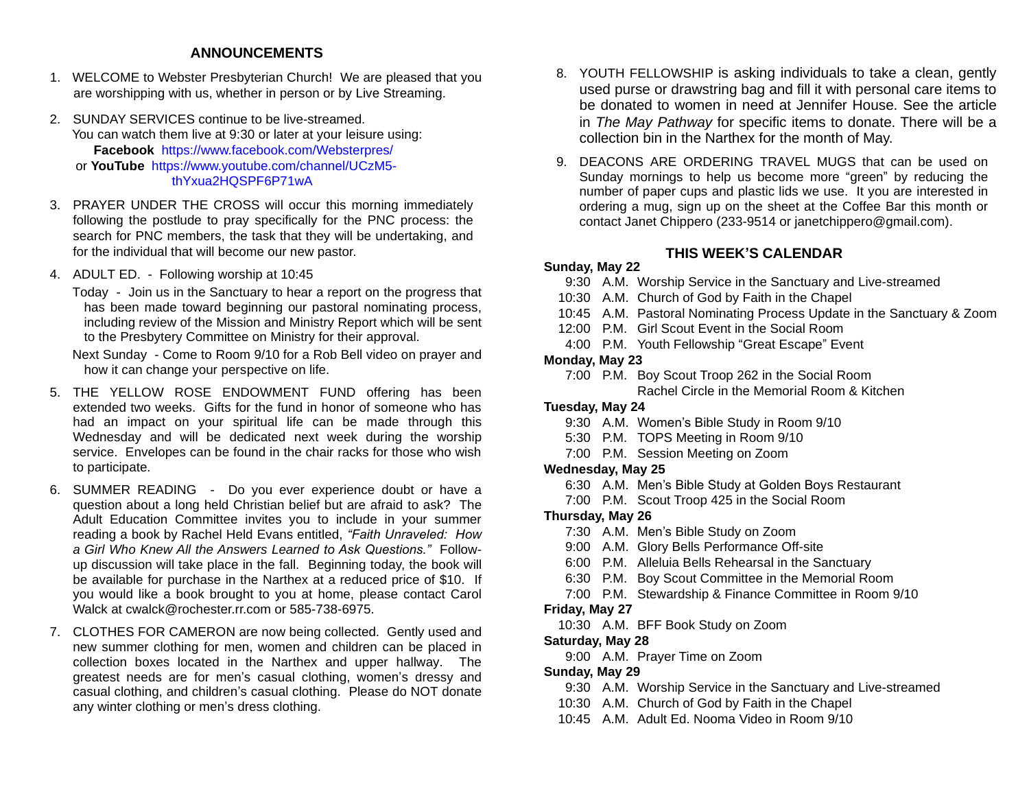## ANNOUNCEMENTS

1. WELCOME to Webster Presbyterian Church! We are pleased that you are worshipping with us, whether in person or by Live Streaming.

2. SUNDAY SERVICES continue to be live-streamed.
   You can watch them live at 9:30 or later at your leisure using:
   **Facebook** https://www.facebook.com/Websterpres/
   or **YouTube** https://www.youtube.com/channel/UCzM5-thYxua2HQSPF6P71wA

3. PRAYER UNDER THE CROSS will occur this morning immediately following the postlude to pray specifically for the PNC process: the search for PNC members, the task that they will be undertaking, and for the individual that will become our new pastor.

4. ADULT ED. - Following worship at 10:45

   Today - Join us in the Sanctuary to hear a report on the progress that has been made toward beginning our pastoral nominating process, including review of the Mission and Ministry Report which will be sent to the Presbytery Committee on Ministry for their approval.

   Next Sunday - Come to Room 9/10 for a Rob Bell video on prayer and how it can change your perspective on life.

5. THE YELLOW ROSE ENDOWMENT FUND offering has been extended two weeks. Gifts for the fund in honor of someone who has had an impact on your spiritual life can be made through this Wednesday and will be dedicated next week during the worship service. Envelopes can be found in the chair racks for those who wish to participate.

6. SUMMER READING - Do you ever experience doubt or have a question about a long held Christian belief but are afraid to ask? The Adult Education Committee invites you to include in your summer reading a book by Rachel Held Evans entitled, *"Faith Unraveled: How a Girl Who Knew All the Answers Learned to Ask Questions."* Follow-up discussion will take place in the fall. Beginning today, the book will be available for purchase in the Narthex at a reduced price of $10. If you would like a book brought to you at home, please contact Carol Walck at cwalck@rochester.rr.com or 585-738-6975.

7. CLOTHES FOR CAMERON are now being collected. Gently used and new summer clothing for men, women and children can be placed in collection boxes located in the Narthex and upper hallway. The greatest needs are for men's casual clothing, women's dressy and casual clothing, and children's casual clothing. Please do NOT donate any winter clothing or men's dress clothing.

8. YOUTH FELLOWSHIP is asking individuals to take a clean, gently used purse or drawstring bag and fill it with personal care items to be donated to women in need at Jennifer House. See the article in *The May Pathway* for specific items to donate. There will be a collection bin in the Narthex for the month of May.

9. DEACONS ARE ORDERING TRAVEL MUGS that can be used on Sunday mornings to help us become more "green" by reducing the number of paper cups and plastic lids we use. It you are interested in ordering a mug, sign up on the sheet at the Coffee Bar this month or contact Janet Chippero (233-9514 or janetchippero@gmail.com).

## THIS WEEK'S CALENDAR

**Sunday, May 22**
- 9:30 A.M. Worship Service in the Sanctuary and Live-streamed
- 10:30 A.M. Church of God by Faith in the Chapel
- 10:45 A.M. Pastoral Nominating Process Update in the Sanctuary & Zoom
- 12:00 P.M. Girl Scout Event in the Social Room
- 4:00 P.M. Youth Fellowship "Great Escape" Event

**Monday, May 23**
- 7:00 P.M. Boy Scout Troop 262 in the Social Room
  Rachel Circle in the Memorial Room & Kitchen

**Tuesday, May 24**
- 9:30 A.M. Women's Bible Study in Room 9/10
- 5:30 P.M. TOPS Meeting in Room 9/10
- 7:00 P.M. Session Meeting on Zoom

**Wednesday, May 25**
- 6:30 A.M. Men's Bible Study at Golden Boys Restaurant
- 7:00 P.M. Scout Troop 425 in the Social Room

**Thursday, May 26**
- 7:30 A.M. Men's Bible Study on Zoom
- 9:00 A.M. Glory Bells Performance Off-site
- 6:00 P.M. Alleluia Bells Rehearsal in the Sanctuary
- 6:30 P.M. Boy Scout Committee in the Memorial Room
- 7:00 P.M. Stewardship & Finance Committee in Room 9/10

**Friday, May 27**
- 10:30 A.M. BFF Book Study on Zoom

**Saturday, May 28**
- 9:00 A.M. Prayer Time on Zoom

**Sunday, May 29**
- 9:30 A.M. Worship Service in the Sanctuary and Live-streamed
- 10:30 A.M. Church of God by Faith in the Chapel
- 10:45 A.M. Adult Ed. Nooma Video in Room 9/10